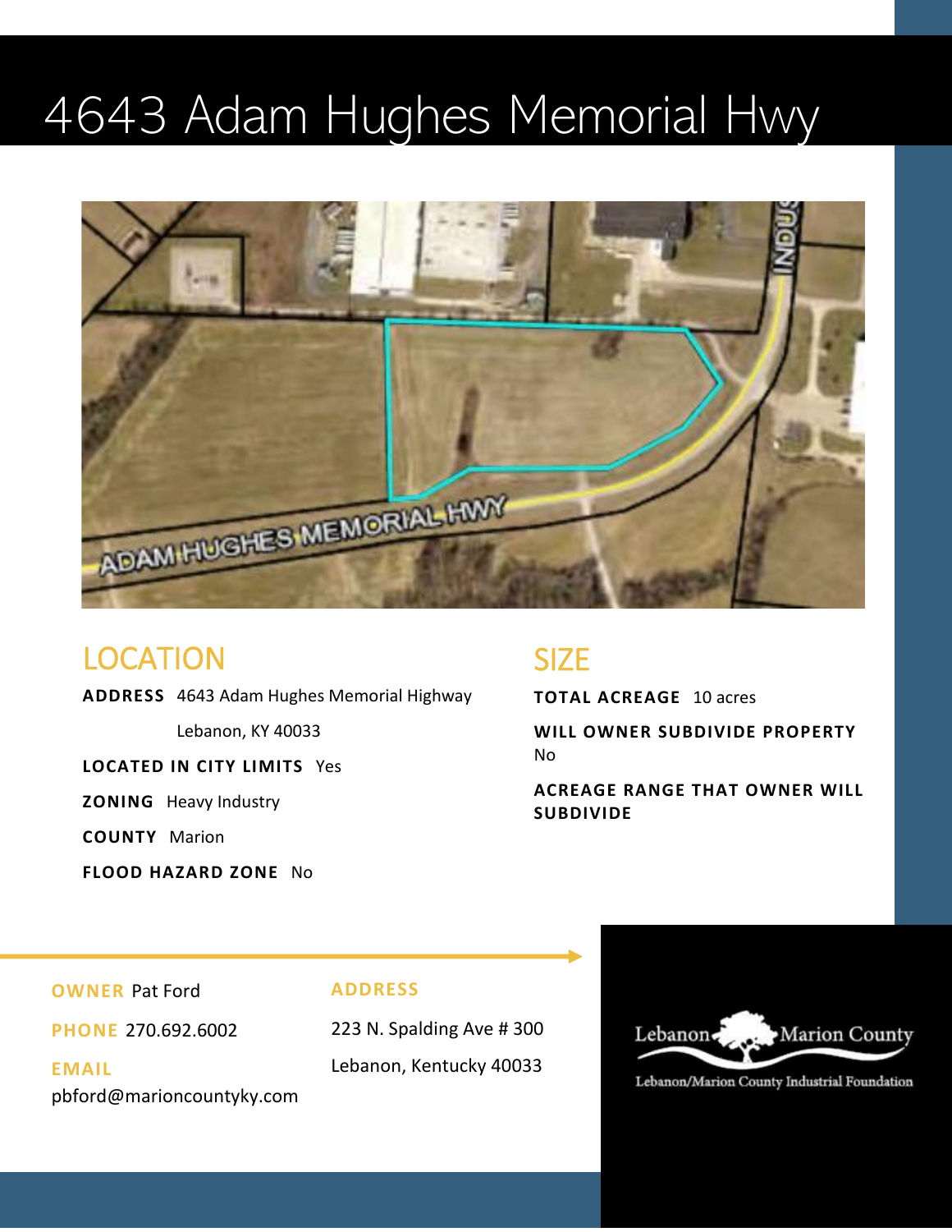# 4643 Adam Hughes Memorial Hwy

## LOCATION

**ADDRESS** 4643 Adam Hughes Memorial Highway
Lebanon, KY 40033

**LOCATED IN CITY LIMITS** Yes

**ZONING** Heavy Industry

**COUNTY** Marion

**FLOOD HAZARD ZONE** No

## SIZE

**TOTAL ACREAGE** 10 acres

**WILL OWNER SUBDIVIDE PROPERTY**
No

**ACREAGE RANGE THAT OWNER WILL SUBDIVIDE**

**OWNER** Pat Ford

**PHONE** 270.692.6002

**EMAIL**
pbford@marioncountyky.com

**ADDRESS**

223 N. Spalding Ave # 300

Lebanon, Kentucky 40033

Lebanon Marion County

Lebanon/Marion County Industrial Foundation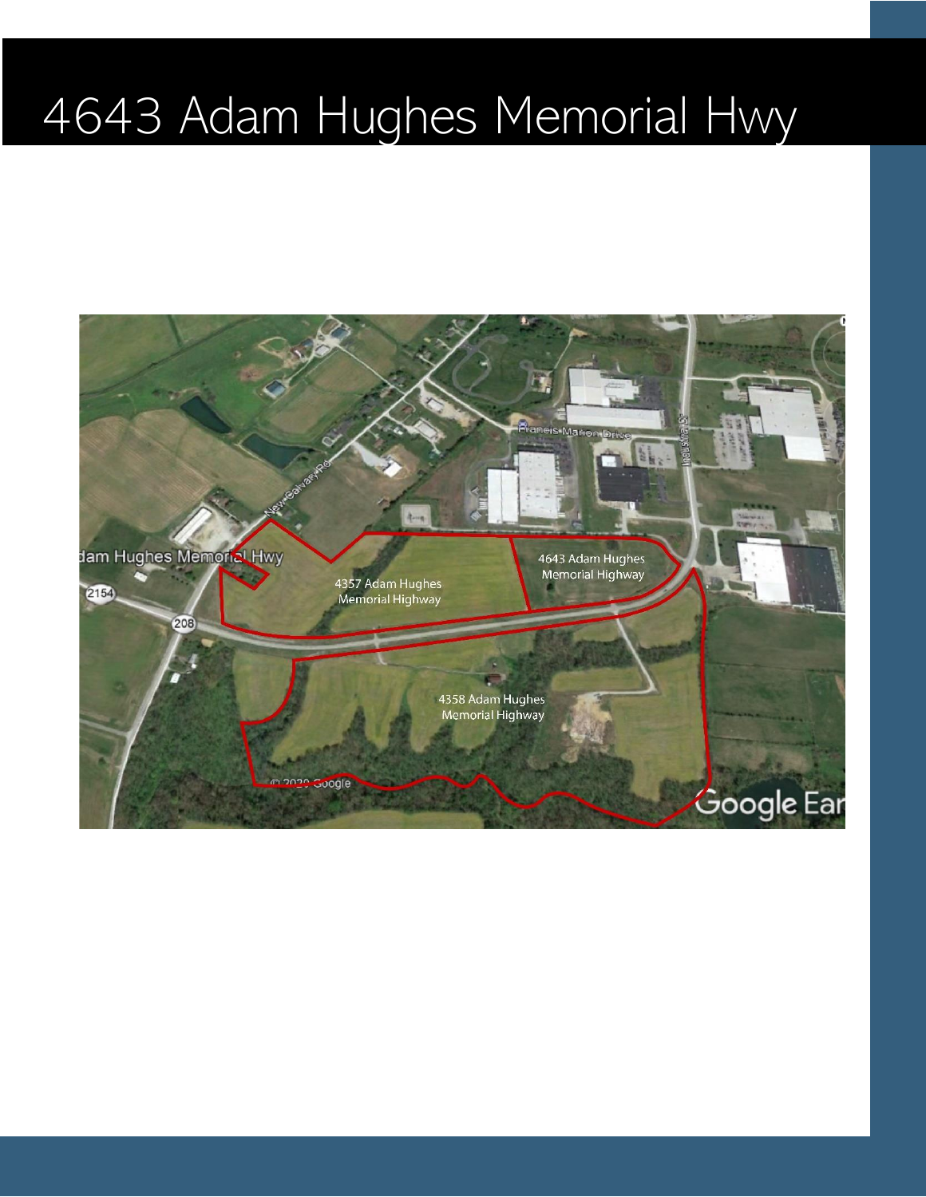# 4643 Adam Hughes Memorial Hwy

4357 Adam Hughes Memorial Highway

4643 Adam Hughes Memorial Highway

4358 Adam Hughes Memorial Highway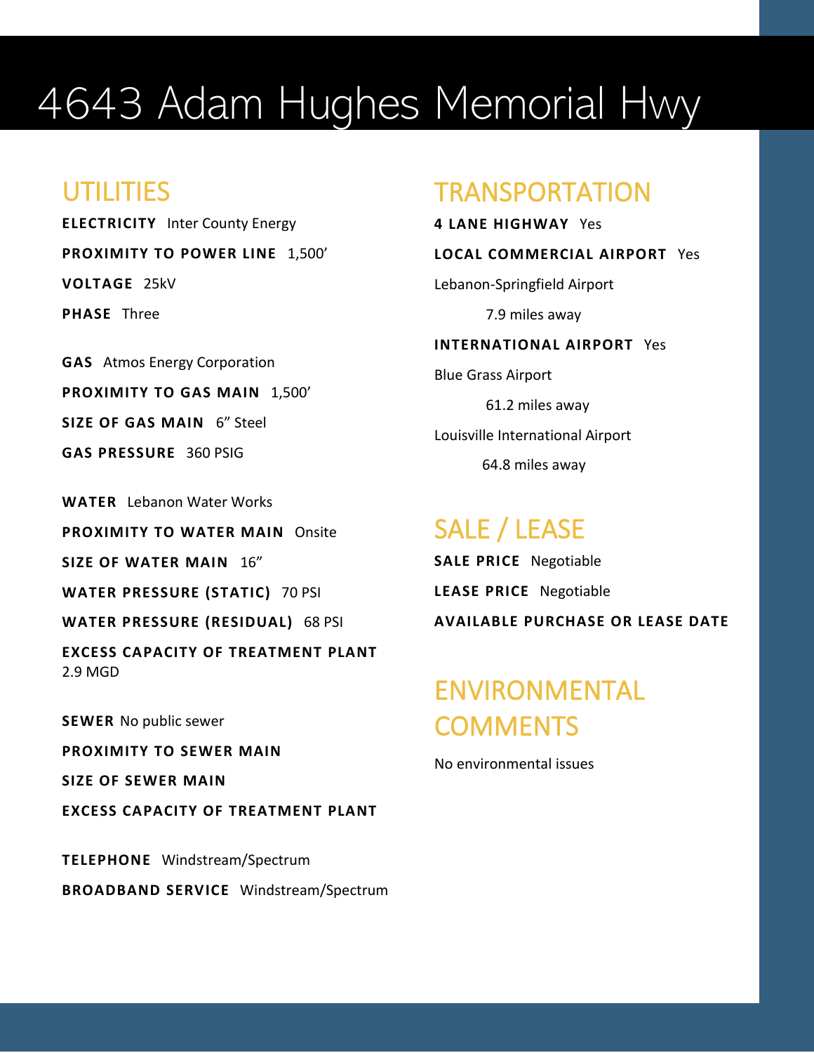# 4643 Adam Hughes Memorial Hwy

## UTILITIES

**ELECTRICITY** Inter County Energy

**PROXIMITY TO POWER LINE** 1,500’

**VOLTAGE** 25kV

**PHASE** Three

**GAS** Atmos Energy Corporation

**PROXIMITY TO GAS MAIN** 1,500’

**SIZE OF GAS MAIN** 6” Steel

**GAS PRESSURE** 360 PSIG

**WATER** Lebanon Water Works

**PROXIMITY TO WATER MAIN** Onsite

**SIZE OF WATER MAIN** 16”

**WATER PRESSURE (STATIC)** 70 PSI

**WATER PRESSURE (RESIDUAL)** 68 PSI

**EXCESS CAPACITY OF TREATMENT PLANT**
2.9 MGD

**SEWER** No public sewer

**PROXIMITY TO SEWER MAIN**

**SIZE OF SEWER MAIN**

**EXCESS CAPACITY OF TREATMENT PLANT**

**TELEPHONE** Windstream/Spectrum

**BROADBAND SERVICE** Windstream/Spectrum

## TRANSPORTATION

**4 LANE HIGHWAY** Yes

**LOCAL COMMERCIAL AIRPORT** Yes

Lebanon-Springfield Airport

7.9 miles away

**INTERNATIONAL AIRPORT** Yes

Blue Grass Airport

61.2 miles away

Louisville International Airport

64.8 miles away

## SALE / LEASE

**SALE PRICE** Negotiable

**LEASE PRICE** Negotiable

**AVAILABLE PURCHASE OR LEASE DATE**

## ENVIRONMENTAL COMMENTS

No environmental issues